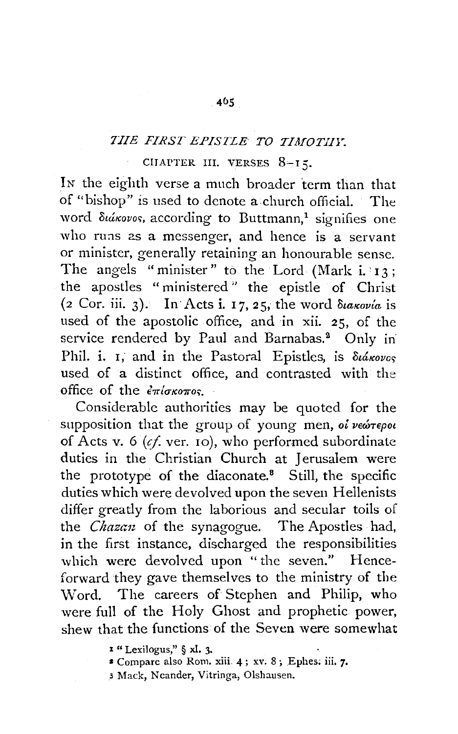## *THE FIRST EPISTLE TO TIMOTHY.*

### CHAPTER III. VERSES 8–15.

IN the eighth verse a much broader term than that of "bishop" is used to denote a church official. The word διάκονος, according to Buttmann,[1] signifies one who runs as a messenger, and hence is a servant or minister, generally retaining an honourable sense. The angels "minister" to the Lord (Mark i. 13; the apostles "ministered" the epistle of Christ (2 Cor. iii. 3). In Acts i. 17, 25, the word διακονία is used of the apostolic office, and in xii. 25, of the service rendered by Paul and Barnabas.[2] Only in Phil. i. 1, and in the Pastoral Epistles, is διάκονος used of a distinct office, and contrasted with the office of the ἐπίσκοπος.

Considerable authorities may be quoted for the supposition that the group of young men, *οἱ νεώτεροι* of Acts v. 6 (*cf.* ver. 10), who performed subordinate duties in the Christian Church at Jerusalem were the prototype of the diaconate.[3] Still, the specific duties which were devolved upon the seven Hellenists differ greatly from the laborious and secular toils of the *Chazan* of the synagogue. The Apostles had, in the first instance, discharged the responsibilities which were devolved upon "the seven." Henceforward they gave themselves to the ministry of the Word. The careers of Stephen and Philip, who were full of the Holy Ghost and prophetic power, shew that the functions of the Seven were somewhat

[1] "Lexilogus," § xl. 3.

[2] Compare also Rom. xiii. 4; xv. 8; Ephes. iii. 7.

[3] Mack, Neander, Vitringa, Olshausen.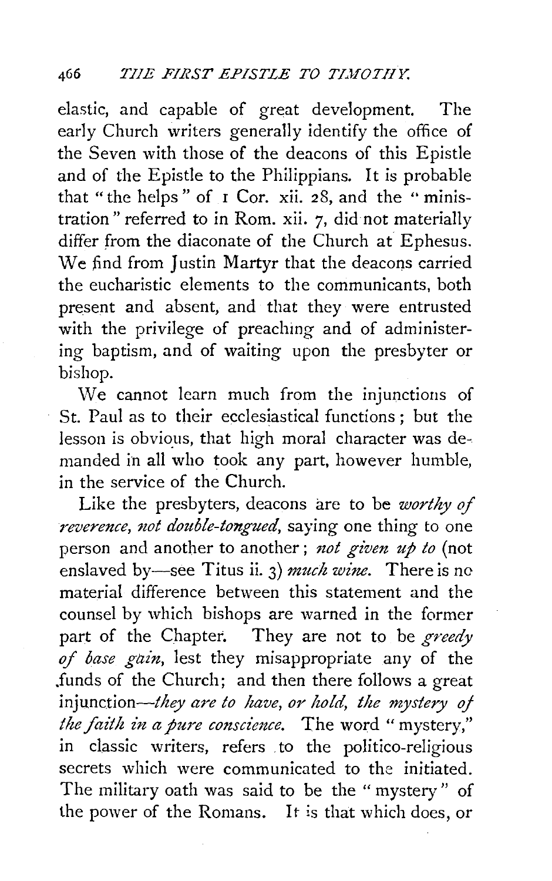elastic, and capable of great development. The early Church writers generally identify the office of the Seven with those of the deacons of this Epistle and of the Epistle to the Philippians. It is probable that "the helps" of 1 Cor. xii. 28, and the "ministration" referred to in Rom. xii. 7, did not materially differ from the diaconate of the Church at Ephesus. We find from Justin Martyr that the deacons carried the eucharistic elements to the communicants, both present and absent, and that they were entrusted with the privilege of preaching and of administering baptism, and of waiting upon the presbyter or bishop.

We cannot learn much from the injunctions of St. Paul as to their ecclesiastical functions; but the lesson is obvious, that high moral character was demanded in all who took any part, however humble, in the service of the Church.

Like the presbyters, deacons are to be *worthy of reverence, not double-tongued*, saying one thing to one person and another to another; *not given up to* (not enslaved by—see Titus ii. 3) *much wine*. There is no material difference between this statement and the counsel by which bishops are warned in the former part of the Chapter. They are not to be *greedy of base gain*, lest they misappropriate any of the funds of the Church; and then there follows a great injunction—*they are to have, or hold, the mystery of the faith in a pure conscience.* The word "mystery," in classic writers, refers to the politico-religious secrets which were communicated to the initiated. The military oath was said to be the "mystery" of the power of the Romans. It is that which does, or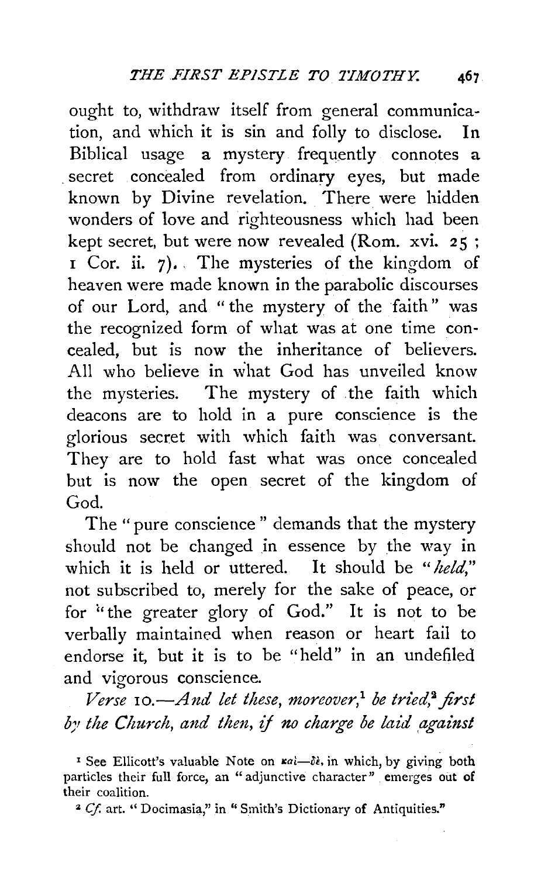ought to, withdraw itself from general communication, and which it is sin and folly to disclose. In Biblical usage a mystery frequently connotes a secret concealed from ordinary eyes, but made known by Divine revelation. There were hidden wonders of love and righteousness which had been kept secret, but were now revealed (Rom. xvi. 25; 1 Cor. ii. 7). The mysteries of the kingdom of heaven were made known in the parabolic discourses of our Lord, and "the mystery of the faith" was the recognized form of what was at one time concealed, but is now the inheritance of believers. All who believe in what God has unveiled know the mysteries. The mystery of the faith which deacons are to hold in a pure conscience is the glorious secret with which faith was conversant. They are to hold fast what was once concealed but is now the open secret of the kingdom of God.

The "pure conscience" demands that the mystery should not be changed in essence by the way in which it is held or uttered. It should be "*held*," not subscribed to, merely for the sake of peace, or for "the greater glory of God." It is not to be verbally maintained when reason or heart fail to endorse it, but it is to be "held" in an undefiled and vigorous conscience.

*Verse* 10.—*And let these, moreover,*[1] *be tried,*[2] *first by the Church, and then, if no charge be laid against*

[1] See Ellicott's valuable Note on καὶ—δὲ, in which, by giving both particles their full force, an "adjunctive character" emerges out of their coalition.

[2] *Cf.* art. "Docimasia," in "Smith's Dictionary of Antiquities."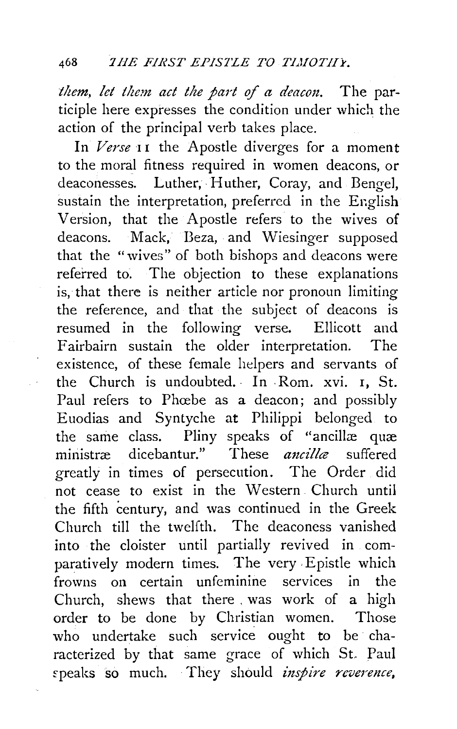*them, let them act the part of a deacon.* The participle here expresses the condition under which the action of the principal verb takes place.

In *Verse* 11 the Apostle diverges for a moment to the moral fitness required in women deacons, or deaconesses. Luther, Huther, Coray, and Bengel, sustain the interpretation, preferred in the English Version, that the Apostle refers to the wives of deacons. Mack, Beza, and Wiesinger supposed that the "wives" of both bishops and deacons were referred to. The objection to these explanations is, that there is neither article nor pronoun limiting the reference, and that the subject of deacons is resumed in the following verse. Ellicott and Fairbairn sustain the older interpretation. The existence, of these female helpers and servants of the Church is undoubted. In Rom. xvi. 1, St. Paul refers to Phœbe as a deacon; and possibly Euodias and Syntyche at Philippi belonged to the same class. Pliny speaks of "ancillæ quæ ministræ dicebantur." These *ancillæ* suffered greatly in times of persecution. The Order did not cease to exist in the Western Church until the fifth century, and was continued in the Greek Church till the twelfth. The deaconess vanished into the cloister until partially revived in comparatively modern times. The very Epistle which frowns on certain unfeminine services in the Church, shews that there was work of a high order to be done by Christian women. Those who undertake such service ought to be characterized by that same grace of which St. Paul speaks so much. They should *inspire reverence,*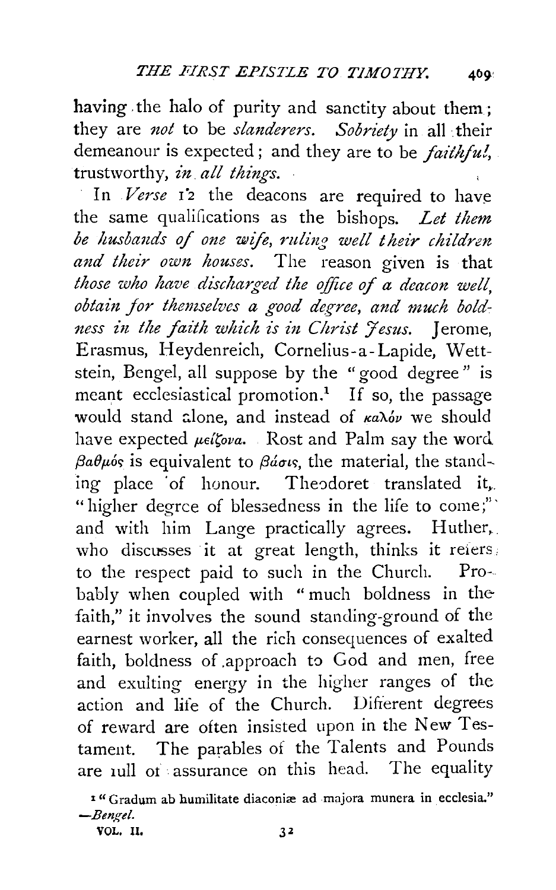having the halo of purity and sanctity about them; they are *not* to be *slanderers*. *Sobriety* in all their demeanour is expected; and they are to be *faithful*, trustworthy, *in all things*.

In *Verse* 12 the deacons are required to have the same qualifications as the bishops. *Let them be husbands of one wife, ruling well their children and their own houses*. The reason given is that *those who have discharged the office of a deacon well, obtain for themselves a good degree, and much boldness in the faith which is in Christ Jesus*. Jerome, Erasmus, Heydenreich, Cornelius-a-Lapide, Wettstein, Bengel, all suppose by the "good degree" is meant ecclesiastical promotion.[1] If so, the passage would stand alone, and instead of καλόν we should have expected μείζονα. Rost and Palm say the word βαθμός is equivalent to βάσις, the material, the standing place of honour. Theodoret translated it, "higher degree of blessedness in the life to come;" and with him Lange practically agrees. Huther, who discusses it at great length, thinks it refers to the respect paid to such in the Church. Probably when coupled with "much boldness in the faith," it involves the sound standing-ground of the earnest worker, all the rich consequences of exalted faith, boldness of approach to God and men, free and exulting energy in the higher ranges of the action and life of the Church. Different degrees of reward are often insisted upon in the New Testament. The parables of the Talents and Pounds are full of assurance on this head. The equality

[1] "Gradum ab humilitate diaconiæ ad majora munera in ecclesia." —*Bengel*.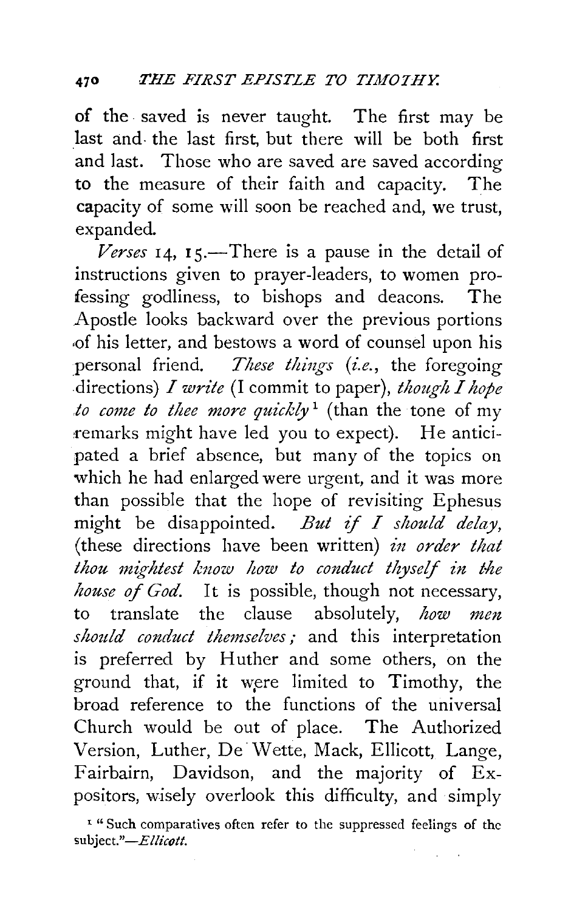of the saved is never taught. The first may be last and the last first, but there will be both first and last. Those who are saved are saved according to the measure of their faith and capacity. The capacity of some will soon be reached and, we trust, expanded.

*Verses* 14, 15.—There is a pause in the detail of instructions given to prayer-leaders, to women professing godliness, to bishops and deacons. The Apostle looks backward over the previous portions of his letter, and bestows a word of counsel upon his personal friend. *These things* (*i.e.*, the foregoing directions) *I write* (I commit to paper), *though I hope to come to thee more quickly*[1] (than the tone of my remarks might have led you to expect). He anticipated a brief absence, but many of the topics on which he had enlarged were urgent, and it was more than possible that the hope of revisiting Ephesus might be disappointed. *But if I should delay,* (these directions have been written) *in order that thou mightest know how to conduct thyself in the house of God.* It is possible, though not necessary, to translate the clause absolutely, *how men should conduct themselves;* and this interpretation is preferred by Huther and some others, on the ground that, if it were limited to Timothy, the broad reference to the functions of the universal Church would be out of place. The Authorized Version, Luther, De Wette, Mack, Ellicott, Lange, Fairbairn, Davidson, and the majority of Expositors, wisely overlook this difficulty, and simply

[1] "Such comparatives often refer to the suppressed feelings of the subject."—*Ellicott.*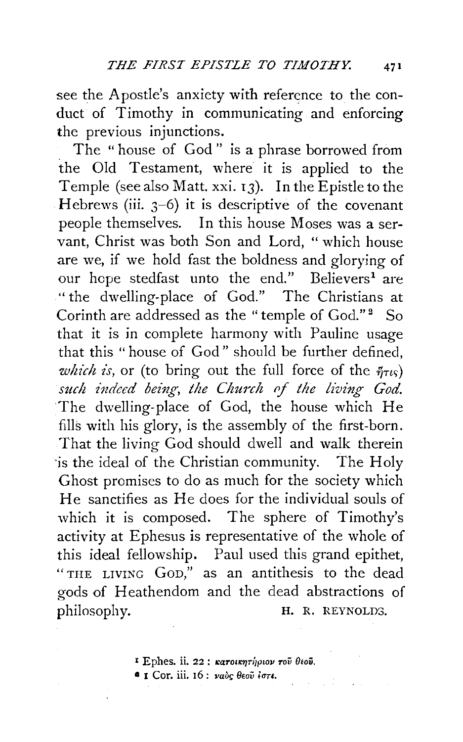see the Apostle's anxiety with reference to the conduct of Timothy in communicating and enforcing the previous injunctions.

The "house of God" is a phrase borrowed from the Old Testament, where it is applied to the Temple (see also Matt. xxi. 13). In the Epistle to the Hebrews (iii. 3–6) it is descriptive of the covenant people themselves. In this house Moses was a servant, Christ was both Son and Lord, "which house are we, if we hold fast the boldness and glorying of our hope stedfast unto the end." Believers[1] are "the dwelling-place of God." The Christians at Corinth are addressed as the "temple of God."[2] So that it is in complete harmony with Pauline usage that this "house of God" should be further defined, *which is*, or (to bring out the full force of the ἥτις) *such indeed being*, *the Church of the living God.* The dwelling-place of God, the house which He fills with his glory, is the assembly of the first-born. That the living God should dwell and walk therein is the ideal of the Christian community. The Holy Ghost promises to do as much for the society which He sanctifies as He does for the individual souls of which it is composed. The sphere of Timothy's activity at Ephesus is representative of the whole of this ideal fellowship. Paul used this grand epithet, "THE LIVING GOD," as an antithesis to the dead gods of Heathendom and the dead abstractions of philosophy.

H. R. REYNOLDS.

[1] Ephes. ii. 22: κατοικητήριον τοῦ θεοῦ.

[2] 1 Cor. iii. 16: ναὸς θεοῦ ἐστε.